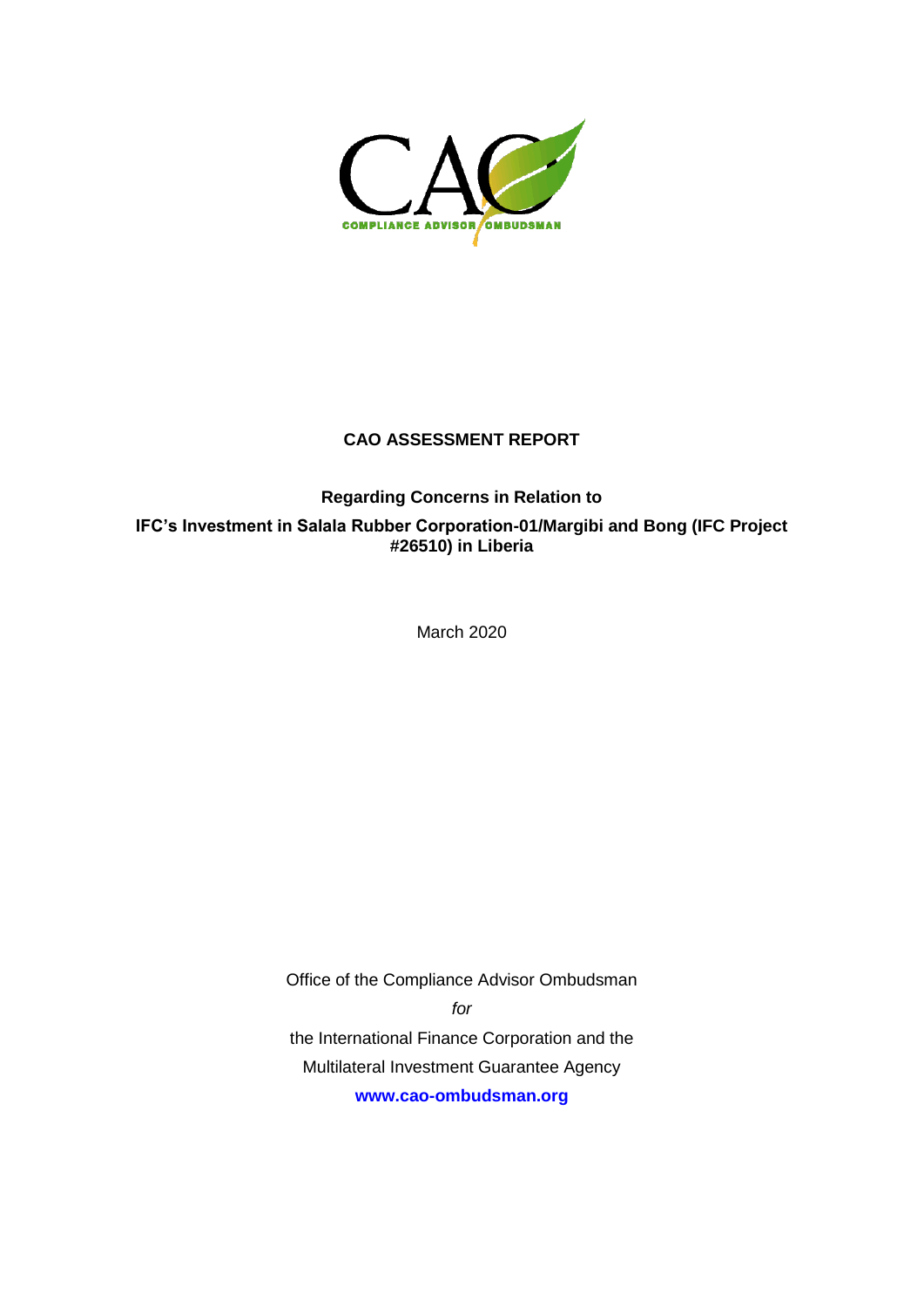# CAO ASSESSMENT REPORT

**Regarding Concerns in Relation to**

**IFC's Investment in Salala Rubber Corporation-01/Margibi and Bong (IFC Project #26510) in Liberia**

March 2020

Office of the Compliance Advisor Ombudsman

*for*

the International Finance Corporation and the Multilateral Investment Guarantee Agency

**www.cao-ombudsman.org**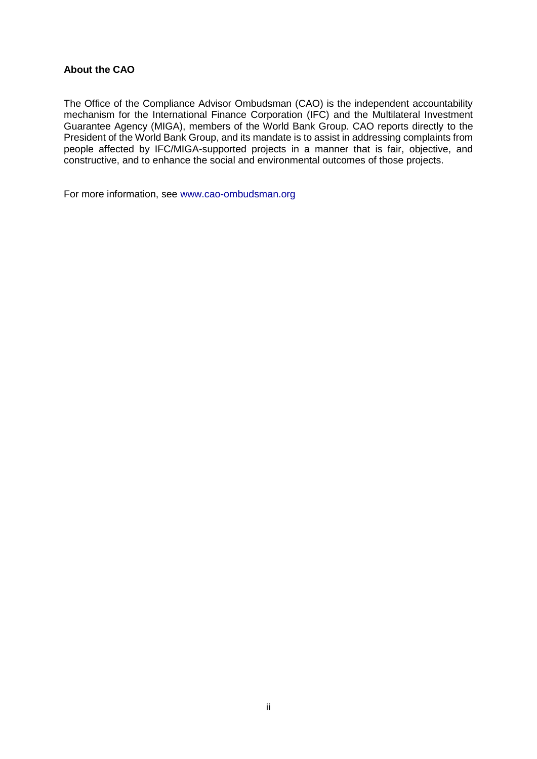**About the CAO**

The Office of the Compliance Advisor Ombudsman (CAO) is the independent accountability mechanism for the International Finance Corporation (IFC) and the Multilateral Investment Guarantee Agency (MIGA), members of the World Bank Group. CAO reports directly to the President of the World Bank Group, and its mandate is to assist in addressing complaints from people affected by IFC/MIGA-supported projects in a manner that is fair, objective, and constructive, and to enhance the social and environmental outcomes of those projects.

For more information, see www.cao-ombudsman.org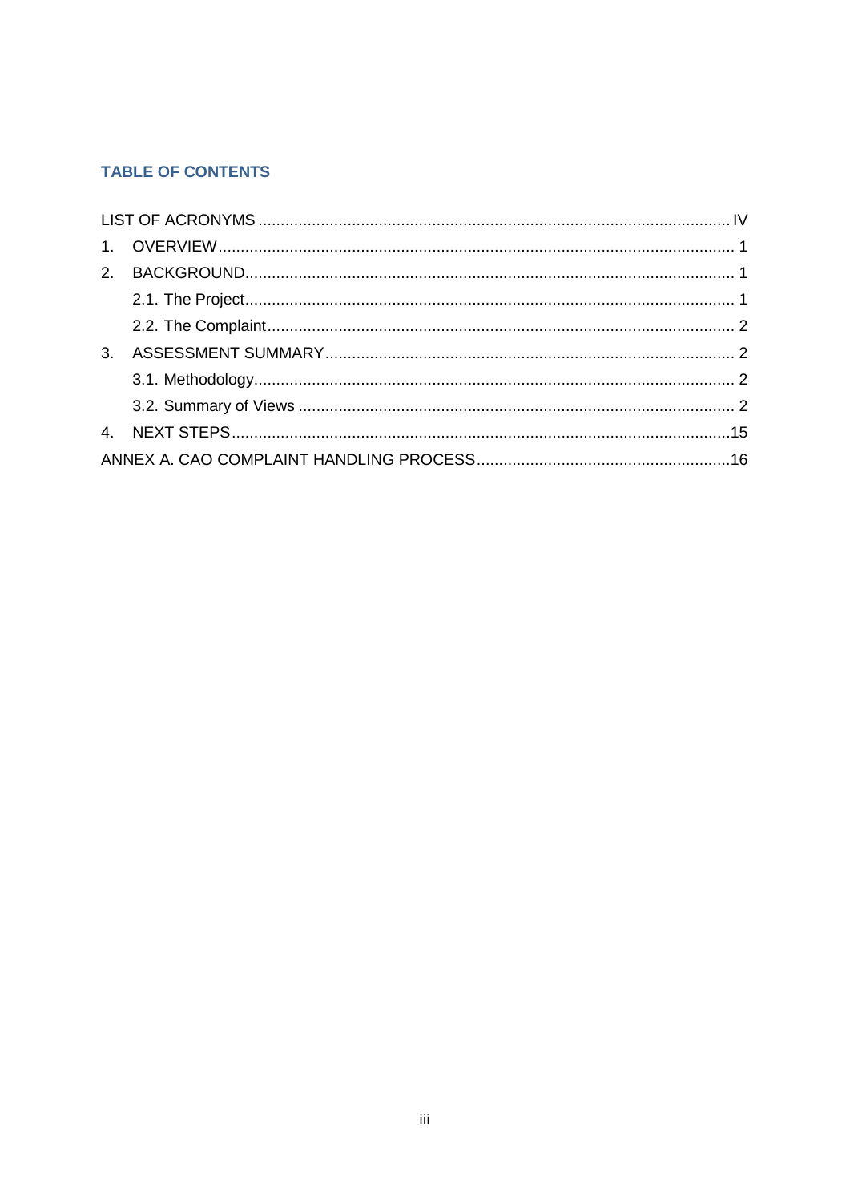## TABLE OF CONTENTS

LIST OF ACRONYMS ........ IV

1. OVERVIEW ........ 1
2. BACKGROUND ........ 1
   - 2.1. The Project ........ 1
   - 2.2. The Complaint ........ 2
3. ASSESSMENT SUMMARY ........ 2
   - 3.1. Methodology ........ 2
   - 3.2. Summary of Views ........ 2
4. NEXT STEPS ........ 15

ANNEX A. CAO COMPLAINT HANDLING PROCESS ........ 16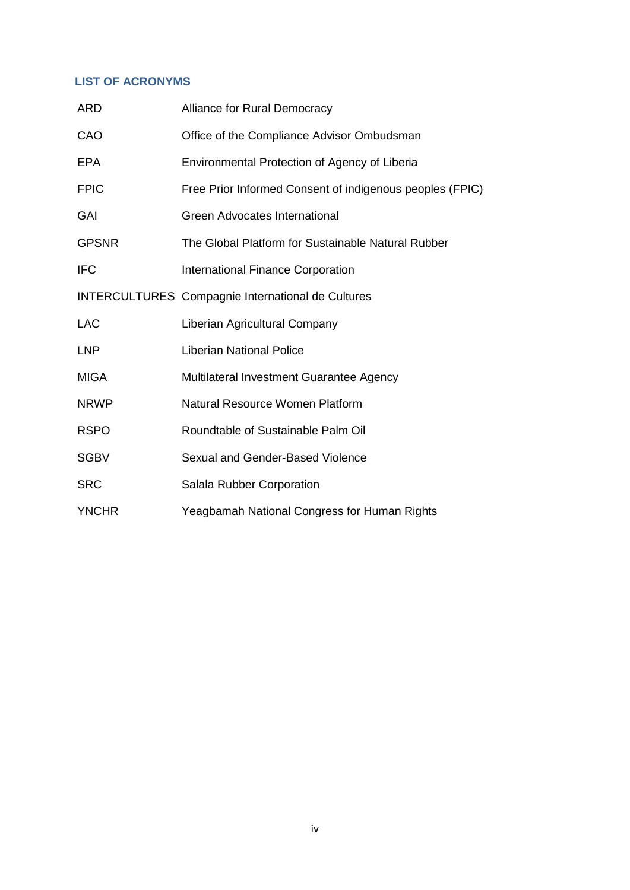## LIST OF ACRONYMS

| | |
|---|---|
| ARD | Alliance for Rural Democracy |
| CAO | Office of the Compliance Advisor Ombudsman |
| EPA | Environmental Protection of Agency of Liberia |
| FPIC | Free Prior Informed Consent of indigenous peoples (FPIC) |
| GAI | Green Advocates International |
| GPSNR | The Global Platform for Sustainable Natural Rubber |
| IFC | International Finance Corporation |
| INTERCULTURES | Compagnie International de Cultures |
| LAC | Liberian Agricultural Company |
| LNP | Liberian National Police |
| MIGA | Multilateral Investment Guarantee Agency |
| NRWP | Natural Resource Women Platform |
| RSPO | Roundtable of Sustainable Palm Oil |
| SGBV | Sexual and Gender-Based Violence |
| SRC | Salala Rubber Corporation |
| YNCHR | Yeagbamah National Congress for Human Rights |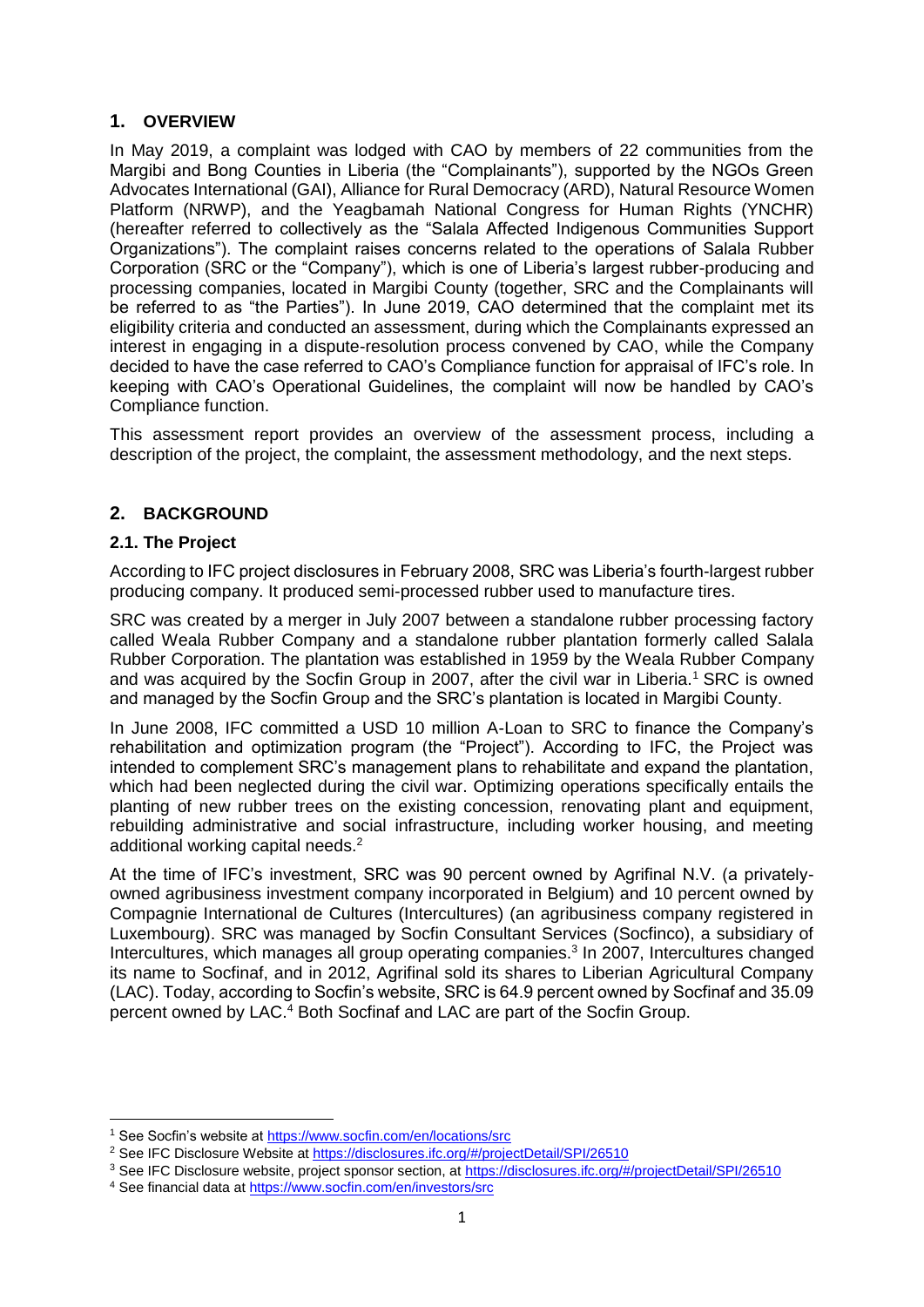## 1. OVERVIEW

In May 2019, a complaint was lodged with CAO by members of 22 communities from the Margibi and Bong Counties in Liberia (the "Complainants"), supported by the NGOs Green Advocates International (GAI), Alliance for Rural Democracy (ARD), Natural Resource Women Platform (NRWP), and the Yeagbamah National Congress for Human Rights (YNCHR) (hereafter referred to collectively as the "Salala Affected Indigenous Communities Support Organizations"). The complaint raises concerns related to the operations of Salala Rubber Corporation (SRC or the "Company"), which is one of Liberia's largest rubber-producing and processing companies, located in Margibi County (together, SRC and the Complainants will be referred to as "the Parties"). In June 2019, CAO determined that the complaint met its eligibility criteria and conducted an assessment, during which the Complainants expressed an interest in engaging in a dispute-resolution process convened by CAO, while the Company decided to have the case referred to CAO's Compliance function for appraisal of IFC's role. In keeping with CAO's Operational Guidelines, the complaint will now be handled by CAO's Compliance function.

This assessment report provides an overview of the assessment process, including a description of the project, the complaint, the assessment methodology, and the next steps.

## 2. BACKGROUND

### 2.1. The Project

According to IFC project disclosures in February 2008, SRC was Liberia's fourth-largest rubber producing company. It produced semi-processed rubber used to manufacture tires.

SRC was created by a merger in July 2007 between a standalone rubber processing factory called Weala Rubber Company and a standalone rubber plantation formerly called Salala Rubber Corporation. The plantation was established in 1959 by the Weala Rubber Company and was acquired by the Socfin Group in 2007, after the civil war in Liberia.[1] SRC is owned and managed by the Socfin Group and the SRC's plantation is located in Margibi County.

In June 2008, IFC committed a USD 10 million A-Loan to SRC to finance the Company's rehabilitation and optimization program (the "Project"). According to IFC, the Project was intended to complement SRC's management plans to rehabilitate and expand the plantation, which had been neglected during the civil war. Optimizing operations specifically entails the planting of new rubber trees on the existing concession, renovating plant and equipment, rebuilding administrative and social infrastructure, including worker housing, and meeting additional working capital needs.[2]

At the time of IFC's investment, SRC was 90 percent owned by Agrifinal N.V. (a privately-owned agribusiness investment company incorporated in Belgium) and 10 percent owned by Compagnie International de Cultures (Intercultures) (an agribusiness company registered in Luxembourg). SRC was managed by Socfin Consultant Services (Socfinco), a subsidiary of Intercultures, which manages all group operating companies.[3] In 2007, Intercultures changed its name to Socfinaf, and in 2012, Agrifinal sold its shares to Liberian Agricultural Company (LAC). Today, according to Socfin's website, SRC is 64.9 percent owned by Socfinaf and 35.09 percent owned by LAC.[4] Both Socfinaf and LAC are part of the Socfin Group.

---

[1] See Socfin's website at https://www.socfin.com/en/locations/src

[2] See IFC Disclosure Website at https://disclosures.ifc.org/#/projectDetail/SPI/26510

[3] See IFC Disclosure website, project sponsor section, at https://disclosures.ifc.org/#/projectDetail/SPI/26510

[4] See financial data at https://www.socfin.com/en/investors/src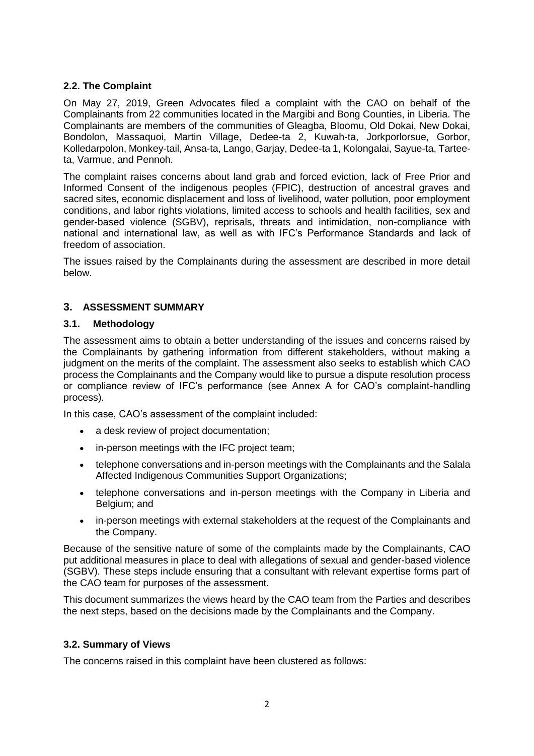### 2.2. The Complaint

On May 27, 2019, Green Advocates filed a complaint with the CAO on behalf of the Complainants from 22 communities located in the Margibi and Bong Counties, in Liberia. The Complainants are members of the communities of Gleagba, Bloomu, Old Dokai, New Dokai, Bondolon, Massaquoi, Martin Village, Dedee-ta 2, Kuwah-ta, Jorkporlorsue, Gorbor, Kolledarpolon, Monkey-tail, Ansa-ta, Lango, Garjay, Dedee-ta 1, Kolongalai, Sayue-ta, Tartee-ta, Varmue, and Pennoh.

The complaint raises concerns about land grab and forced eviction, lack of Free Prior and Informed Consent of the indigenous peoples (FPIC), destruction of ancestral graves and sacred sites, economic displacement and loss of livelihood, water pollution, poor employment conditions, and labor rights violations, limited access to schools and health facilities, sex and gender-based violence (SGBV), reprisals, threats and intimidation, non-compliance with national and international law, as well as with IFC's Performance Standards and lack of freedom of association.

The issues raised by the Complainants during the assessment are described in more detail below.

## 3. ASSESSMENT SUMMARY

### 3.1. Methodology

The assessment aims to obtain a better understanding of the issues and concerns raised by the Complainants by gathering information from different stakeholders, without making a judgment on the merits of the complaint. The assessment also seeks to establish which CAO process the Complainants and the Company would like to pursue a dispute resolution process or compliance review of IFC's performance (see Annex A for CAO's complaint-handling process).

In this case, CAO's assessment of the complaint included:

- a desk review of project documentation;
- in-person meetings with the IFC project team;
- telephone conversations and in-person meetings with the Complainants and the Salala Affected Indigenous Communities Support Organizations;
- telephone conversations and in-person meetings with the Company in Liberia and Belgium; and
- in-person meetings with external stakeholders at the request of the Complainants and the Company.

Because of the sensitive nature of some of the complaints made by the Complainants, CAO put additional measures in place to deal with allegations of sexual and gender-based violence (SGBV). These steps include ensuring that a consultant with relevant expertise forms part of the CAO team for purposes of the assessment.

This document summarizes the views heard by the CAO team from the Parties and describes the next steps, based on the decisions made by the Complainants and the Company.

### 3.2. Summary of Views

The concerns raised in this complaint have been clustered as follows: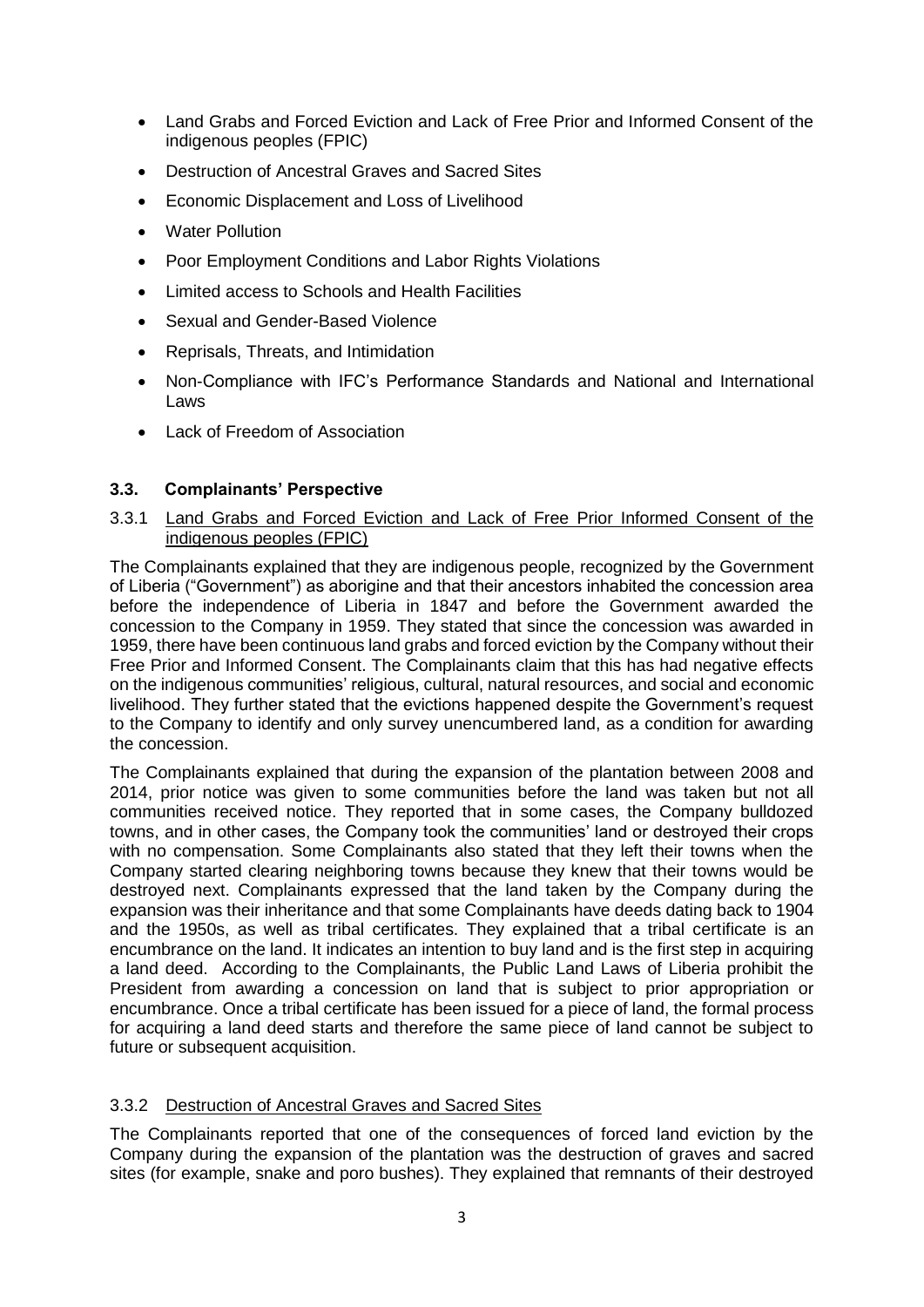- Land Grabs and Forced Eviction and Lack of Free Prior and Informed Consent of the indigenous peoples (FPIC)
- Destruction of Ancestral Graves and Sacred Sites
- Economic Displacement and Loss of Livelihood
- Water Pollution
- Poor Employment Conditions and Labor Rights Violations
- Limited access to Schools and Health Facilities
- Sexual and Gender-Based Violence
- Reprisals, Threats, and Intimidation
- Non-Compliance with IFC's Performance Standards and National and International Laws
- Lack of Freedom of Association

### 3.3. Complainants' Perspective

#### 3.3.1 Land Grabs and Forced Eviction and Lack of Free Prior Informed Consent of the indigenous peoples (FPIC)

The Complainants explained that they are indigenous people, recognized by the Government of Liberia ("Government") as aborigine and that their ancestors inhabited the concession area before the independence of Liberia in 1847 and before the Government awarded the concession to the Company in 1959. They stated that since the concession was awarded in 1959, there have been continuous land grabs and forced eviction by the Company without their Free Prior and Informed Consent. The Complainants claim that this has had negative effects on the indigenous communities' religious, cultural, natural resources, and social and economic livelihood. They further stated that the evictions happened despite the Government's request to the Company to identify and only survey unencumbered land, as a condition for awarding the concession.

The Complainants explained that during the expansion of the plantation between 2008 and 2014, prior notice was given to some communities before the land was taken but not all communities received notice. They reported that in some cases, the Company bulldozed towns, and in other cases, the Company took the communities' land or destroyed their crops with no compensation. Some Complainants also stated that they left their towns when the Company started clearing neighboring towns because they knew that their towns would be destroyed next. Complainants expressed that the land taken by the Company during the expansion was their inheritance and that some Complainants have deeds dating back to 1904 and the 1950s, as well as tribal certificates. They explained that a tribal certificate is an encumbrance on the land. It indicates an intention to buy land and is the first step in acquiring a land deed. According to the Complainants, the Public Land Laws of Liberia prohibit the President from awarding a concession on land that is subject to prior appropriation or encumbrance. Once a tribal certificate has been issued for a piece of land, the formal process for acquiring a land deed starts and therefore the same piece of land cannot be subject to future or subsequent acquisition.

#### 3.3.2 Destruction of Ancestral Graves and Sacred Sites

The Complainants reported that one of the consequences of forced land eviction by the Company during the expansion of the plantation was the destruction of graves and sacred sites (for example, snake and poro bushes). They explained that remnants of their destroyed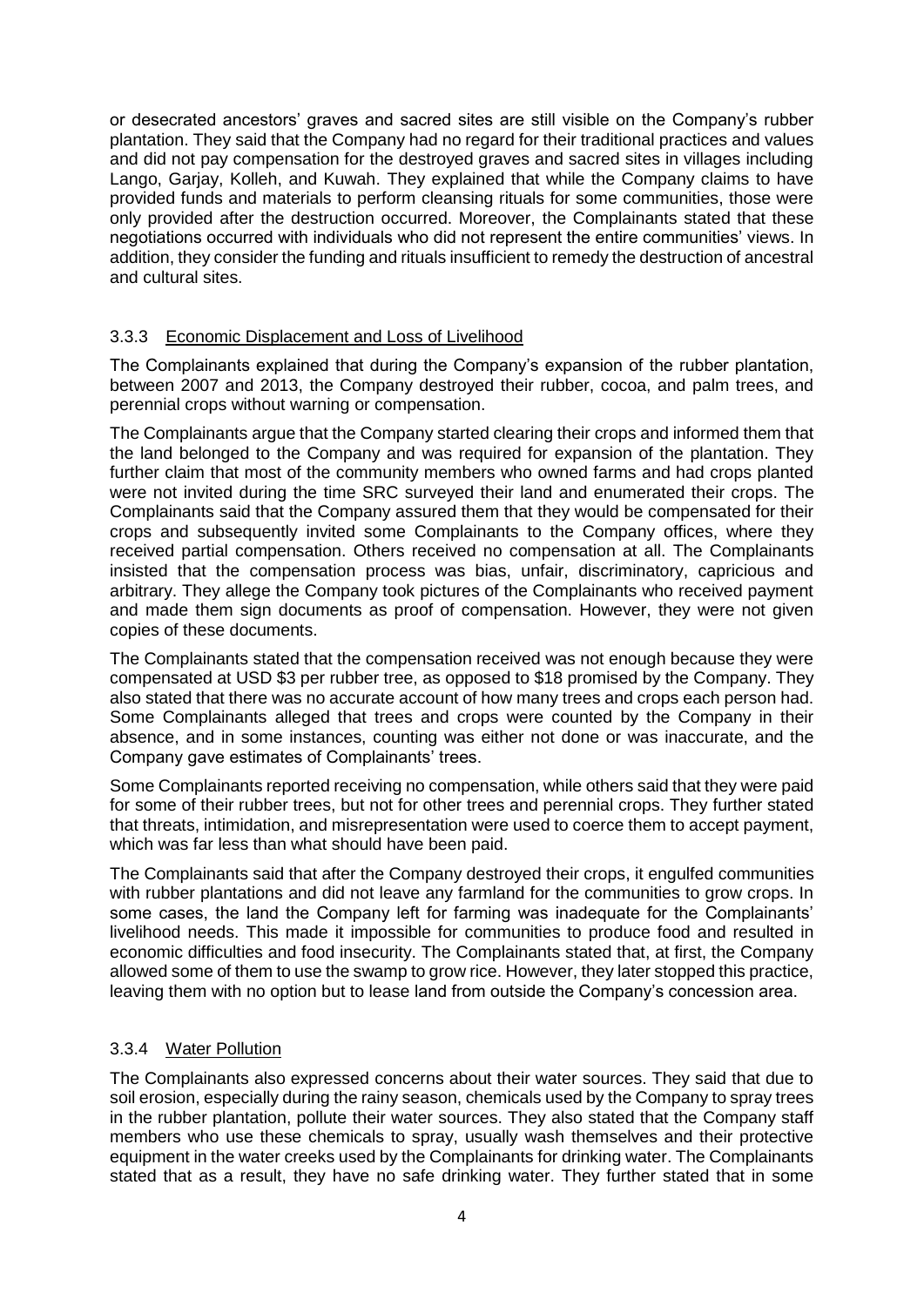or desecrated ancestors' graves and sacred sites are still visible on the Company's rubber plantation. They said that the Company had no regard for their traditional practices and values and did not pay compensation for the destroyed graves and sacred sites in villages including Lango, Garjay, Kolleh, and Kuwah. They explained that while the Company claims to have provided funds and materials to perform cleansing rituals for some communities, those were only provided after the destruction occurred. Moreover, the Complainants stated that these negotiations occurred with individuals who did not represent the entire communities' views. In addition, they consider the funding and rituals insufficient to remedy the destruction of ancestral and cultural sites.

### 3.3.3 Economic Displacement and Loss of Livelihood

The Complainants explained that during the Company's expansion of the rubber plantation, between 2007 and 2013, the Company destroyed their rubber, cocoa, and palm trees, and perennial crops without warning or compensation.

The Complainants argue that the Company started clearing their crops and informed them that the land belonged to the Company and was required for expansion of the plantation. They further claim that most of the community members who owned farms and had crops planted were not invited during the time SRC surveyed their land and enumerated their crops. The Complainants said that the Company assured them that they would be compensated for their crops and subsequently invited some Complainants to the Company offices, where they received partial compensation. Others received no compensation at all. The Complainants insisted that the compensation process was bias, unfair, discriminatory, capricious and arbitrary. They allege the Company took pictures of the Complainants who received payment and made them sign documents as proof of compensation. However, they were not given copies of these documents.

The Complainants stated that the compensation received was not enough because they were compensated at USD $3 per rubber tree, as opposed to $18 promised by the Company. They also stated that there was no accurate account of how many trees and crops each person had. Some Complainants alleged that trees and crops were counted by the Company in their absence, and in some instances, counting was either not done or was inaccurate, and the Company gave estimates of Complainants' trees.

Some Complainants reported receiving no compensation, while others said that they were paid for some of their rubber trees, but not for other trees and perennial crops. They further stated that threats, intimidation, and misrepresentation were used to coerce them to accept payment, which was far less than what should have been paid.

The Complainants said that after the Company destroyed their crops, it engulfed communities with rubber plantations and did not leave any farmland for the communities to grow crops. In some cases, the land the Company left for farming was inadequate for the Complainants' livelihood needs. This made it impossible for communities to produce food and resulted in economic difficulties and food insecurity. The Complainants stated that, at first, the Company allowed some of them to use the swamp to grow rice. However, they later stopped this practice, leaving them with no option but to lease land from outside the Company's concession area.

### 3.3.4 Water Pollution

The Complainants also expressed concerns about their water sources. They said that due to soil erosion, especially during the rainy season, chemicals used by the Company to spray trees in the rubber plantation, pollute their water sources. They also stated that the Company staff members who use these chemicals to spray, usually wash themselves and their protective equipment in the water creeks used by the Complainants for drinking water. The Complainants stated that as a result, they have no safe drinking water. They further stated that in some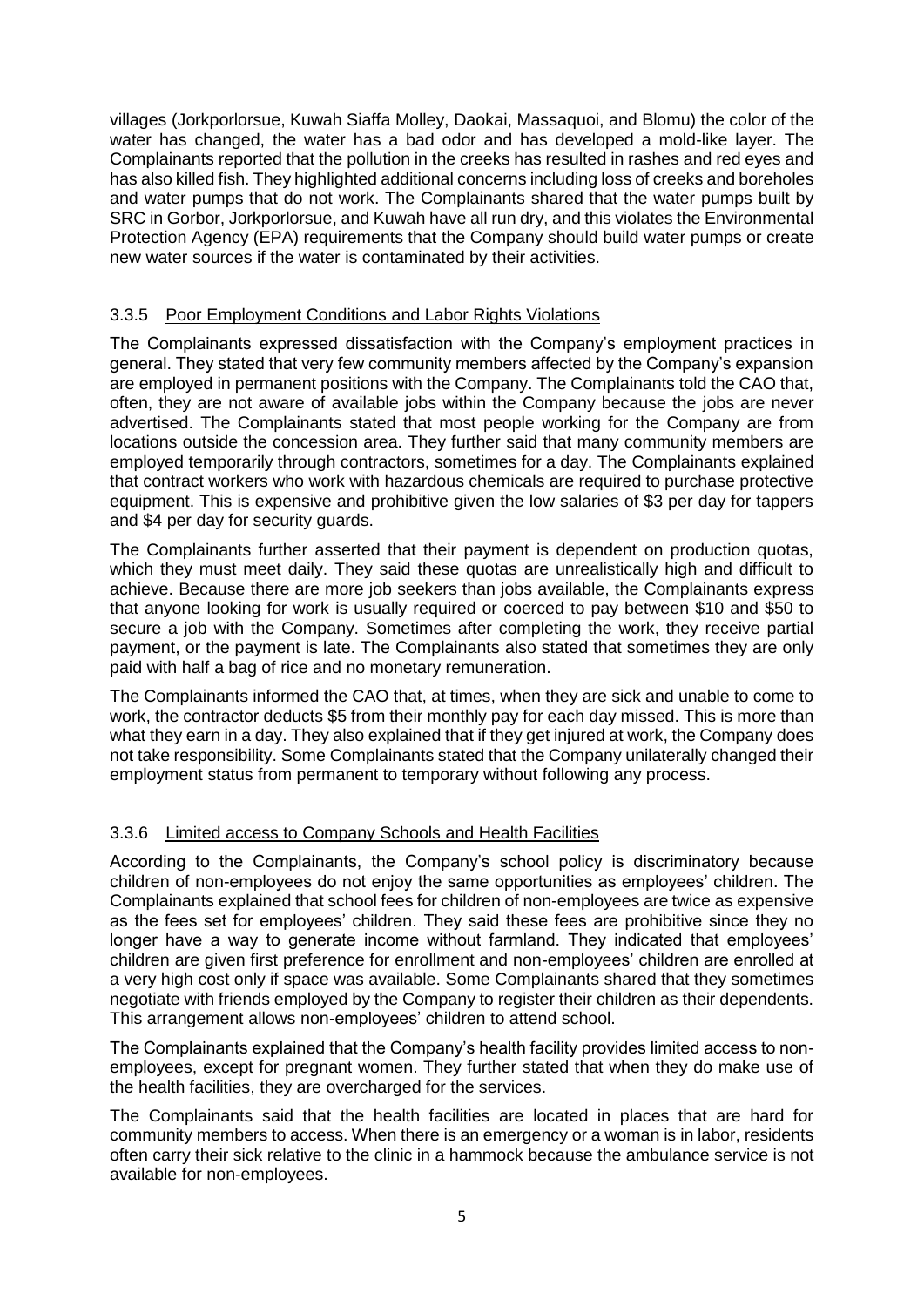villages (Jorkporlorsue, Kuwah Siaffa Molley, Daokai, Massaquoi, and Blomu) the color of the water has changed, the water has a bad odor and has developed a mold-like layer. The Complainants reported that the pollution in the creeks has resulted in rashes and red eyes and has also killed fish. They highlighted additional concerns including loss of creeks and boreholes and water pumps that do not work. The Complainants shared that the water pumps built by SRC in Gorbor, Jorkporlorsue, and Kuwah have all run dry, and this violates the Environmental Protection Agency (EPA) requirements that the Company should build water pumps or create new water sources if the water is contaminated by their activities.

### 3.3.5 Poor Employment Conditions and Labor Rights Violations

The Complainants expressed dissatisfaction with the Company's employment practices in general. They stated that very few community members affected by the Company's expansion are employed in permanent positions with the Company. The Complainants told the CAO that, often, they are not aware of available jobs within the Company because the jobs are never advertised. The Complainants stated that most people working for the Company are from locations outside the concession area. They further said that many community members are employed temporarily through contractors, sometimes for a day. The Complainants explained that contract workers who work with hazardous chemicals are required to purchase protective equipment. This is expensive and prohibitive given the low salaries of $3 per day for tappers and $4 per day for security guards.

The Complainants further asserted that their payment is dependent on production quotas, which they must meet daily. They said these quotas are unrealistically high and difficult to achieve. Because there are more job seekers than jobs available, the Complainants express that anyone looking for work is usually required or coerced to pay between $10 and $50 to secure a job with the Company. Sometimes after completing the work, they receive partial payment, or the payment is late. The Complainants also stated that sometimes they are only paid with half a bag of rice and no monetary remuneration.

The Complainants informed the CAO that, at times, when they are sick and unable to come to work, the contractor deducts $5 from their monthly pay for each day missed. This is more than what they earn in a day. They also explained that if they get injured at work, the Company does not take responsibility. Some Complainants stated that the Company unilaterally changed their employment status from permanent to temporary without following any process.

### 3.3.6 Limited access to Company Schools and Health Facilities

According to the Complainants, the Company's school policy is discriminatory because children of non-employees do not enjoy the same opportunities as employees' children. The Complainants explained that school fees for children of non-employees are twice as expensive as the fees set for employees' children. They said these fees are prohibitive since they no longer have a way to generate income without farmland. They indicated that employees' children are given first preference for enrollment and non-employees' children are enrolled at a very high cost only if space was available. Some Complainants shared that they sometimes negotiate with friends employed by the Company to register their children as their dependents. This arrangement allows non-employees' children to attend school.

The Complainants explained that the Company's health facility provides limited access to non-employees, except for pregnant women. They further stated that when they do make use of the health facilities, they are overcharged for the services.

The Complainants said that the health facilities are located in places that are hard for community members to access. When there is an emergency or a woman is in labor, residents often carry their sick relative to the clinic in a hammock because the ambulance service is not available for non-employees.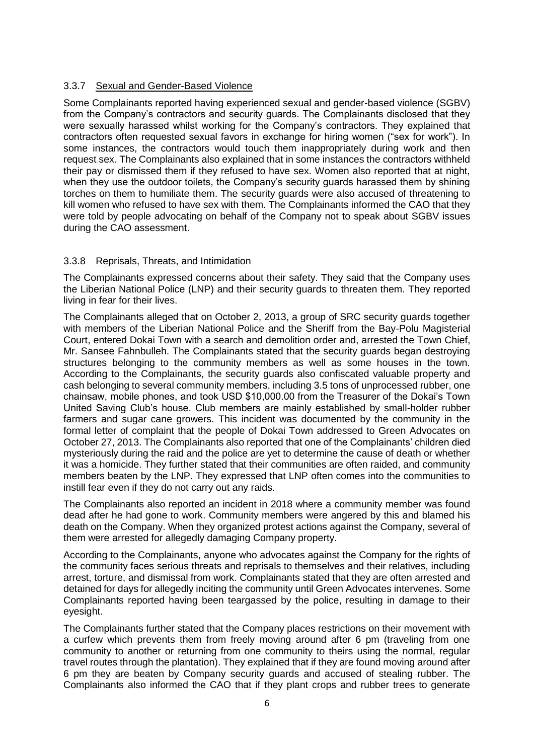### 3.3.7 Sexual and Gender-Based Violence

Some Complainants reported having experienced sexual and gender-based violence (SGBV) from the Company's contractors and security guards. The Complainants disclosed that they were sexually harassed whilst working for the Company's contractors. They explained that contractors often requested sexual favors in exchange for hiring women ("sex for work"). In some instances, the contractors would touch them inappropriately during work and then request sex. The Complainants also explained that in some instances the contractors withheld their pay or dismissed them if they refused to have sex. Women also reported that at night, when they use the outdoor toilets, the Company's security guards harassed them by shining torches on them to humiliate them. The security guards were also accused of threatening to kill women who refused to have sex with them. The Complainants informed the CAO that they were told by people advocating on behalf of the Company not to speak about SGBV issues during the CAO assessment.

### 3.3.8 Reprisals, Threats, and Intimidation

The Complainants expressed concerns about their safety. They said that the Company uses the Liberian National Police (LNP) and their security guards to threaten them. They reported living in fear for their lives.

The Complainants alleged that on October 2, 2013, a group of SRC security guards together with members of the Liberian National Police and the Sheriff from the Bay-Polu Magisterial Court, entered Dokai Town with a search and demolition order and, arrested the Town Chief, Mr. Sansee Fahnbulleh. The Complainants stated that the security guards began destroying structures belonging to the community members as well as some houses in the town. According to the Complainants, the security guards also confiscated valuable property and cash belonging to several community members, including 3.5 tons of unprocessed rubber, one chainsaw, mobile phones, and took USD $10,000.00 from the Treasurer of the Dokai's Town United Saving Club's house. Club members are mainly established by small-holder rubber farmers and sugar cane growers. This incident was documented by the community in the formal letter of complaint that the people of Dokai Town addressed to Green Advocates on October 27, 2013. The Complainants also reported that one of the Complainants' children died mysteriously during the raid and the police are yet to determine the cause of death or whether it was a homicide. They further stated that their communities are often raided, and community members beaten by the LNP. They expressed that LNP often comes into the communities to instill fear even if they do not carry out any raids.

The Complainants also reported an incident in 2018 where a community member was found dead after he had gone to work. Community members were angered by this and blamed his death on the Company. When they organized protest actions against the Company, several of them were arrested for allegedly damaging Company property.

According to the Complainants, anyone who advocates against the Company for the rights of the community faces serious threats and reprisals to themselves and their relatives, including arrest, torture, and dismissal from work. Complainants stated that they are often arrested and detained for days for allegedly inciting the community until Green Advocates intervenes. Some Complainants reported having been teargassed by the police, resulting in damage to their eyesight.

The Complainants further stated that the Company places restrictions on their movement with a curfew which prevents them from freely moving around after 6 pm (traveling from one community to another or returning from one community to theirs using the normal, regular travel routes through the plantation). They explained that if they are found moving around after 6 pm they are beaten by Company security guards and accused of stealing rubber. The Complainants also informed the CAO that if they plant crops and rubber trees to generate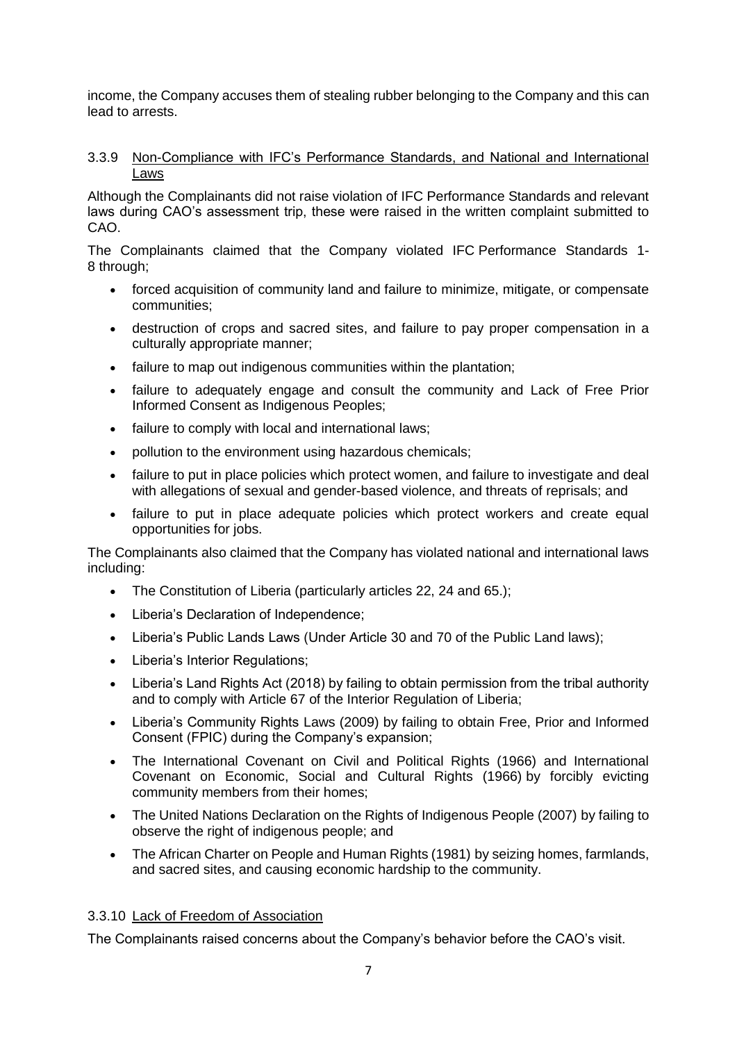income, the Company accuses them of stealing rubber belonging to the Company and this can lead to arrests.

### 3.3.9 Non-Compliance with IFC's Performance Standards, and National and International Laws

Although the Complainants did not raise violation of IFC Performance Standards and relevant laws during CAO's assessment trip, these were raised in the written complaint submitted to CAO.

The Complainants claimed that the Company violated IFC Performance Standards 1-8 through;

- forced acquisition of community land and failure to minimize, mitigate, or compensate communities;
- destruction of crops and sacred sites, and failure to pay proper compensation in a culturally appropriate manner;
- failure to map out indigenous communities within the plantation;
- failure to adequately engage and consult the community and Lack of Free Prior Informed Consent as Indigenous Peoples;
- failure to comply with local and international laws;
- pollution to the environment using hazardous chemicals;
- failure to put in place policies which protect women, and failure to investigate and deal with allegations of sexual and gender-based violence, and threats of reprisals; and
- failure to put in place adequate policies which protect workers and create equal opportunities for jobs.

The Complainants also claimed that the Company has violated national and international laws including:

- The Constitution of Liberia (particularly articles 22, 24 and 65.);
- Liberia's Declaration of Independence;
- Liberia's Public Lands Laws (Under Article 30 and 70 of the Public Land laws);
- Liberia's Interior Regulations;
- Liberia's Land Rights Act (2018) by failing to obtain permission from the tribal authority and to comply with Article 67 of the Interior Regulation of Liberia;
- Liberia's Community Rights Laws (2009) by failing to obtain Free, Prior and Informed Consent (FPIC) during the Company's expansion;
- The International Covenant on Civil and Political Rights (1966) and International Covenant on Economic, Social and Cultural Rights (1966) by forcibly evicting community members from their homes;
- The United Nations Declaration on the Rights of Indigenous People (2007) by failing to observe the right of indigenous people; and
- The African Charter on People and Human Rights (1981) by seizing homes, farmlands, and sacred sites, and causing economic hardship to the community.

### 3.3.10 Lack of Freedom of Association

The Complainants raised concerns about the Company's behavior before the CAO's visit.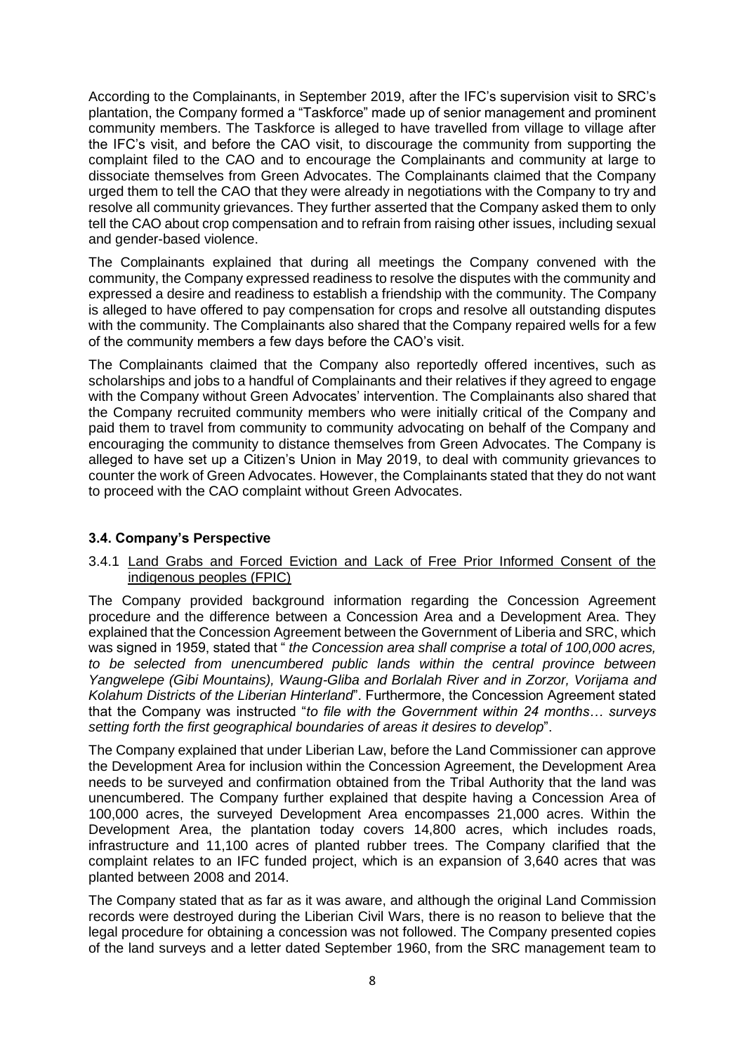According to the Complainants, in September 2019, after the IFC's supervision visit to SRC's plantation, the Company formed a "Taskforce" made up of senior management and prominent community members. The Taskforce is alleged to have travelled from village to village after the IFC's visit, and before the CAO visit, to discourage the community from supporting the complaint filed to the CAO and to encourage the Complainants and community at large to dissociate themselves from Green Advocates. The Complainants claimed that the Company urged them to tell the CAO that they were already in negotiations with the Company to try and resolve all community grievances. They further asserted that the Company asked them to only tell the CAO about crop compensation and to refrain from raising other issues, including sexual and gender-based violence.

The Complainants explained that during all meetings the Company convened with the community, the Company expressed readiness to resolve the disputes with the community and expressed a desire and readiness to establish a friendship with the community. The Company is alleged to have offered to pay compensation for crops and resolve all outstanding disputes with the community. The Complainants also shared that the Company repaired wells for a few of the community members a few days before the CAO's visit.

The Complainants claimed that the Company also reportedly offered incentives, such as scholarships and jobs to a handful of Complainants and their relatives if they agreed to engage with the Company without Green Advocates' intervention. The Complainants also shared that the Company recruited community members who were initially critical of the Company and paid them to travel from community to community advocating on behalf of the Company and encouraging the community to distance themselves from Green Advocates. The Company is alleged to have set up a Citizen's Union in May 2019, to deal with community grievances to counter the work of Green Advocates. However, the Complainants stated that they do not want to proceed with the CAO complaint without Green Advocates.

### 3.4. Company's Perspective

#### 3.4.1 Land Grabs and Forced Eviction and Lack of Free Prior Informed Consent of the indigenous peoples (FPIC)

The Company provided background information regarding the Concession Agreement procedure and the difference between a Concession Area and a Development Area. They explained that the Concession Agreement between the Government of Liberia and SRC, which was signed in 1959, stated that "*the Concession area shall comprise a total of 100,000 acres, to be selected from unencumbered public lands within the central province between Yangwelepe (Gibi Mountains), Waung-Gliba and Borlalah River and in Zorzor, Vorijama and Kolahum Districts of the Liberian Hinterland*". Furthermore, the Concession Agreement stated that the Company was instructed "*to file with the Government within 24 months… surveys setting forth the first geographical boundaries of areas it desires to develop*".

The Company explained that under Liberian Law, before the Land Commissioner can approve the Development Area for inclusion within the Concession Agreement, the Development Area needs to be surveyed and confirmation obtained from the Tribal Authority that the land was unencumbered. The Company further explained that despite having a Concession Area of 100,000 acres, the surveyed Development Area encompasses 21,000 acres. Within the Development Area, the plantation today covers 14,800 acres, which includes roads, infrastructure and 11,100 acres of planted rubber trees. The Company clarified that the complaint relates to an IFC funded project, which is an expansion of 3,640 acres that was planted between 2008 and 2014.

The Company stated that as far as it was aware, and although the original Land Commission records were destroyed during the Liberian Civil Wars, there is no reason to believe that the legal procedure for obtaining a concession was not followed. The Company presented copies of the land surveys and a letter dated September 1960, from the SRC management team to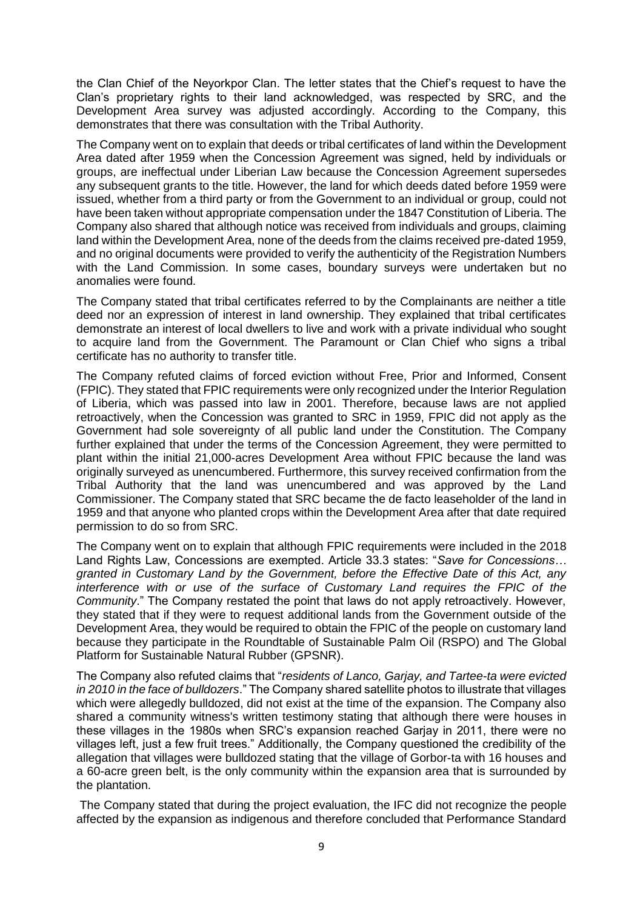the Clan Chief of the Neyorkpor Clan. The letter states that the Chief's request to have the Clan's proprietary rights to their land acknowledged, was respected by SRC, and the Development Area survey was adjusted accordingly. According to the Company, this demonstrates that there was consultation with the Tribal Authority.

The Company went on to explain that deeds or tribal certificates of land within the Development Area dated after 1959 when the Concession Agreement was signed, held by individuals or groups, are ineffectual under Liberian Law because the Concession Agreement supersedes any subsequent grants to the title. However, the land for which deeds dated before 1959 were issued, whether from a third party or from the Government to an individual or group, could not have been taken without appropriate compensation under the 1847 Constitution of Liberia. The Company also shared that although notice was received from individuals and groups, claiming land within the Development Area, none of the deeds from the claims received pre-dated 1959, and no original documents were provided to verify the authenticity of the Registration Numbers with the Land Commission. In some cases, boundary surveys were undertaken but no anomalies were found.

The Company stated that tribal certificates referred to by the Complainants are neither a title deed nor an expression of interest in land ownership. They explained that tribal certificates demonstrate an interest of local dwellers to live and work with a private individual who sought to acquire land from the Government. The Paramount or Clan Chief who signs a tribal certificate has no authority to transfer title.

The Company refuted claims of forced eviction without Free, Prior and Informed, Consent (FPIC). They stated that FPIC requirements were only recognized under the Interior Regulation of Liberia, which was passed into law in 2001. Therefore, because laws are not applied retroactively, when the Concession was granted to SRC in 1959, FPIC did not apply as the Government had sole sovereignty of all public land under the Constitution. The Company further explained that under the terms of the Concession Agreement, they were permitted to plant within the initial 21,000-acres Development Area without FPIC because the land was originally surveyed as unencumbered. Furthermore, this survey received confirmation from the Tribal Authority that the land was unencumbered and was approved by the Land Commissioner. The Company stated that SRC became the de facto leaseholder of the land in 1959 and that anyone who planted crops within the Development Area after that date required permission to do so from SRC.

The Company went on to explain that although FPIC requirements were included in the 2018 Land Rights Law, Concessions are exempted. Article 33.3 states: "*Save for Concessions… granted in Customary Land by the Government, before the Effective Date of this Act, any interference with or use of the surface of Customary Land requires the FPIC of the Community*." The Company restated the point that laws do not apply retroactively. However, they stated that if they were to request additional lands from the Government outside of the Development Area, they would be required to obtain the FPIC of the people on customary land because they participate in the Roundtable of Sustainable Palm Oil (RSPO) and The Global Platform for Sustainable Natural Rubber (GPSNR).

The Company also refuted claims that "*residents of Lanco, Garjay, and Tartee-ta were evicted in 2010 in the face of bulldozers*." The Company shared satellite photos to illustrate that villages which were allegedly bulldozed, did not exist at the time of the expansion. The Company also shared a community witness's written testimony stating that although there were houses in these villages in the 1980s when SRC's expansion reached Garjay in 2011, there were no villages left, just a few fruit trees." Additionally, the Company questioned the credibility of the allegation that villages were bulldozed stating that the village of Gorbor-ta with 16 houses and a 60-acre green belt, is the only community within the expansion area that is surrounded by the plantation.

The Company stated that during the project evaluation, the IFC did not recognize the people affected by the expansion as indigenous and therefore concluded that Performance Standard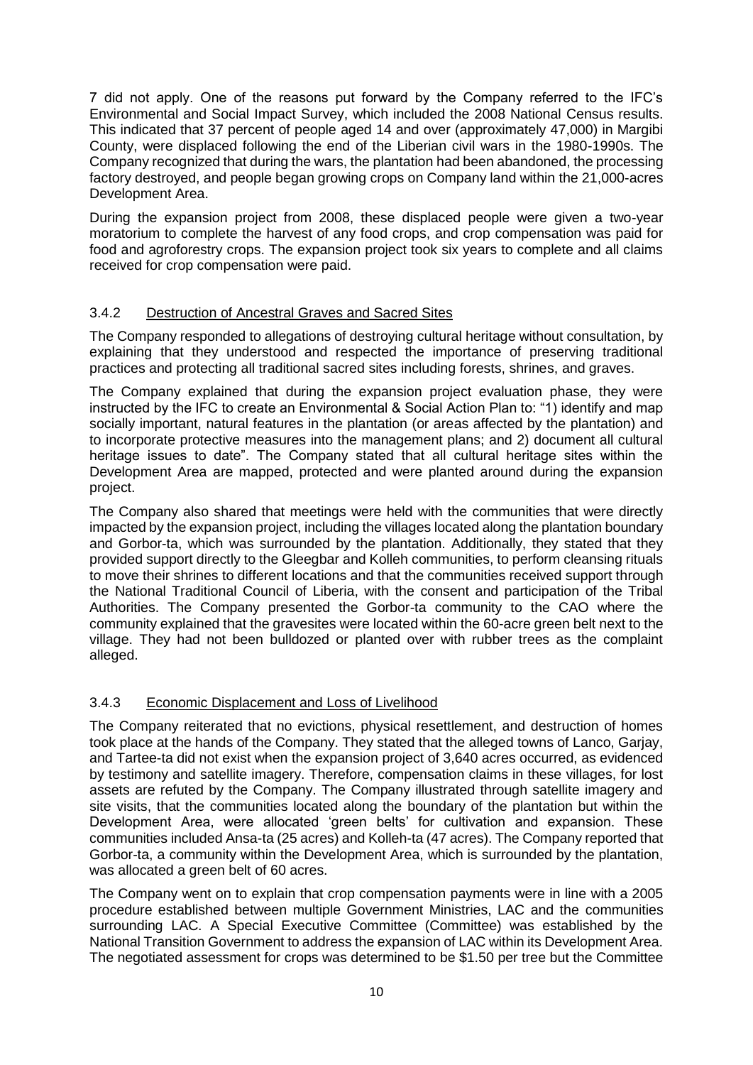7 did not apply. One of the reasons put forward by the Company referred to the IFC's Environmental and Social Impact Survey, which included the 2008 National Census results. This indicated that 37 percent of people aged 14 and over (approximately 47,000) in Margibi County, were displaced following the end of the Liberian civil wars in the 1980-1990s. The Company recognized that during the wars, the plantation had been abandoned, the processing factory destroyed, and people began growing crops on Company land within the 21,000-acres Development Area.

During the expansion project from 2008, these displaced people were given a two-year moratorium to complete the harvest of any food crops, and crop compensation was paid for food and agroforestry crops. The expansion project took six years to complete and all claims received for crop compensation were paid.

### 3.4.2 Destruction of Ancestral Graves and Sacred Sites

The Company responded to allegations of destroying cultural heritage without consultation, by explaining that they understood and respected the importance of preserving traditional practices and protecting all traditional sacred sites including forests, shrines, and graves.

The Company explained that during the expansion project evaluation phase, they were instructed by the IFC to create an Environmental & Social Action Plan to: "1) identify and map socially important, natural features in the plantation (or areas affected by the plantation) and to incorporate protective measures into the management plans; and 2) document all cultural heritage issues to date". The Company stated that all cultural heritage sites within the Development Area are mapped, protected and were planted around during the expansion project.

The Company also shared that meetings were held with the communities that were directly impacted by the expansion project, including the villages located along the plantation boundary and Gorbor-ta, which was surrounded by the plantation. Additionally, they stated that they provided support directly to the Gleegbar and Kolleh communities, to perform cleansing rituals to move their shrines to different locations and that the communities received support through the National Traditional Council of Liberia, with the consent and participation of the Tribal Authorities. The Company presented the Gorbor-ta community to the CAO where the community explained that the gravesites were located within the 60-acre green belt next to the village. They had not been bulldozed or planted over with rubber trees as the complaint alleged.

### 3.4.3 Economic Displacement and Loss of Livelihood

The Company reiterated that no evictions, physical resettlement, and destruction of homes took place at the hands of the Company. They stated that the alleged towns of Lanco, Garjay, and Tartee-ta did not exist when the expansion project of 3,640 acres occurred, as evidenced by testimony and satellite imagery. Therefore, compensation claims in these villages, for lost assets are refuted by the Company. The Company illustrated through satellite imagery and site visits, that the communities located along the boundary of the plantation but within the Development Area, were allocated 'green belts' for cultivation and expansion. These communities included Ansa-ta (25 acres) and Kolleh-ta (47 acres). The Company reported that Gorbor-ta, a community within the Development Area, which is surrounded by the plantation, was allocated a green belt of 60 acres.

The Company went on to explain that crop compensation payments were in line with a 2005 procedure established between multiple Government Ministries, LAC and the communities surrounding LAC. A Special Executive Committee (Committee) was established by the National Transition Government to address the expansion of LAC within its Development Area. The negotiated assessment for crops was determined to be $1.50 per tree but the Committee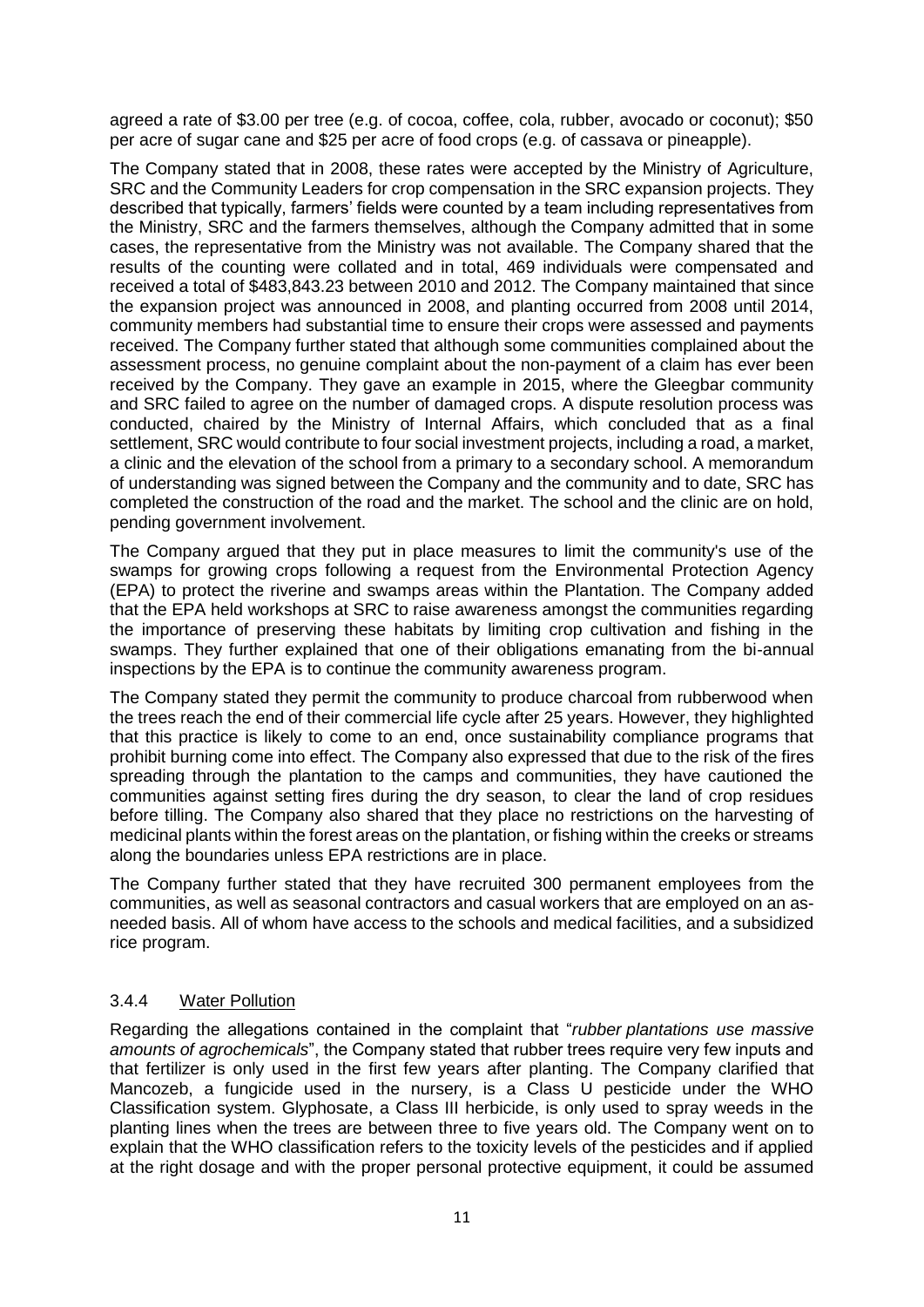agreed a rate of $3.00 per tree (e.g. of cocoa, coffee, cola, rubber, avocado or coconut); $50 per acre of sugar cane and $25 per acre of food crops (e.g. of cassava or pineapple).

The Company stated that in 2008, these rates were accepted by the Ministry of Agriculture, SRC and the Community Leaders for crop compensation in the SRC expansion projects. They described that typically, farmers' fields were counted by a team including representatives from the Ministry, SRC and the farmers themselves, although the Company admitted that in some cases, the representative from the Ministry was not available. The Company shared that the results of the counting were collated and in total, 469 individuals were compensated and received a total of $483,843.23 between 2010 and 2012. The Company maintained that since the expansion project was announced in 2008, and planting occurred from 2008 until 2014, community members had substantial time to ensure their crops were assessed and payments received. The Company further stated that although some communities complained about the assessment process, no genuine complaint about the non-payment of a claim has ever been received by the Company. They gave an example in 2015, where the Gleegbar community and SRC failed to agree on the number of damaged crops. A dispute resolution process was conducted, chaired by the Ministry of Internal Affairs, which concluded that as a final settlement, SRC would contribute to four social investment projects, including a road, a market, a clinic and the elevation of the school from a primary to a secondary school. A memorandum of understanding was signed between the Company and the community and to date, SRC has completed the construction of the road and the market. The school and the clinic are on hold, pending government involvement.

The Company argued that they put in place measures to limit the community's use of the swamps for growing crops following a request from the Environmental Protection Agency (EPA) to protect the riverine and swamps areas within the Plantation. The Company added that the EPA held workshops at SRC to raise awareness amongst the communities regarding the importance of preserving these habitats by limiting crop cultivation and fishing in the swamps. They further explained that one of their obligations emanating from the bi-annual inspections by the EPA is to continue the community awareness program.

The Company stated they permit the community to produce charcoal from rubberwood when the trees reach the end of their commercial life cycle after 25 years. However, they highlighted that this practice is likely to come to an end, once sustainability compliance programs that prohibit burning come into effect. The Company also expressed that due to the risk of the fires spreading through the plantation to the camps and communities, they have cautioned the communities against setting fires during the dry season, to clear the land of crop residues before tilling. The Company also shared that they place no restrictions on the harvesting of medicinal plants within the forest areas on the plantation, or fishing within the creeks or streams along the boundaries unless EPA restrictions are in place.

The Company further stated that they have recruited 300 permanent employees from the communities, as well as seasonal contractors and casual workers that are employed on an as-needed basis. All of whom have access to the schools and medical facilities, and a subsidized rice program.

### 3.4.4 Water Pollution

Regarding the allegations contained in the complaint that "*rubber plantations use massive amounts of agrochemicals*", the Company stated that rubber trees require very few inputs and that fertilizer is only used in the first few years after planting. The Company clarified that Mancozeb, a fungicide used in the nursery, is a Class U pesticide under the WHO Classification system. Glyphosate, a Class III herbicide, is only used to spray weeds in the planting lines when the trees are between three to five years old. The Company went on to explain that the WHO classification refers to the toxicity levels of the pesticides and if applied at the right dosage and with the proper personal protective equipment, it could be assumed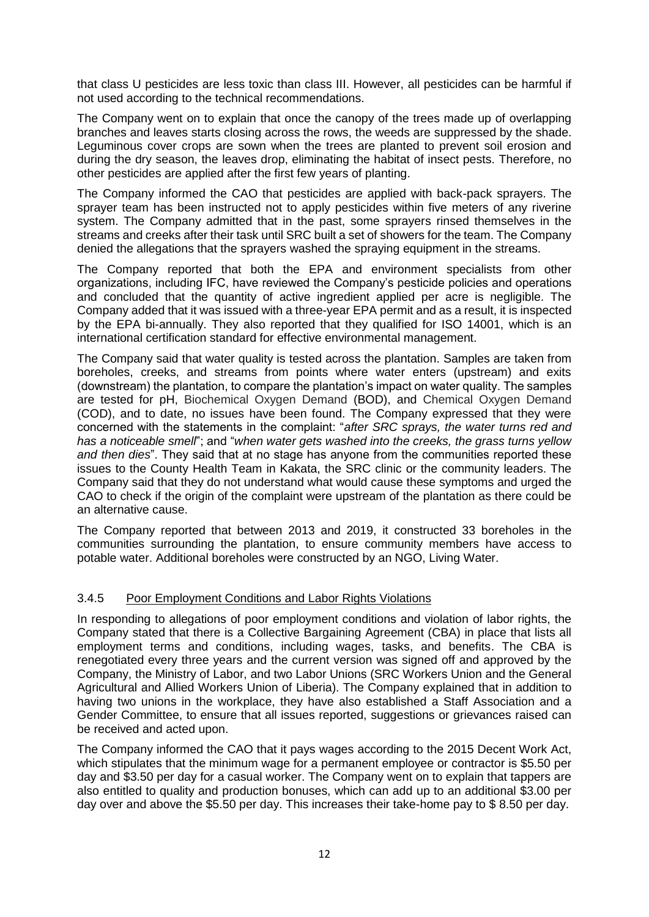that class U pesticides are less toxic than class III. However, all pesticides can be harmful if not used according to the technical recommendations.

The Company went on to explain that once the canopy of the trees made up of overlapping branches and leaves starts closing across the rows, the weeds are suppressed by the shade. Leguminous cover crops are sown when the trees are planted to prevent soil erosion and during the dry season, the leaves drop, eliminating the habitat of insect pests. Therefore, no other pesticides are applied after the first few years of planting.

The Company informed the CAO that pesticides are applied with back-pack sprayers. The sprayer team has been instructed not to apply pesticides within five meters of any riverine system. The Company admitted that in the past, some sprayers rinsed themselves in the streams and creeks after their task until SRC built a set of showers for the team. The Company denied the allegations that the sprayers washed the spraying equipment in the streams.

The Company reported that both the EPA and environment specialists from other organizations, including IFC, have reviewed the Company's pesticide policies and operations and concluded that the quantity of active ingredient applied per acre is negligible. The Company added that it was issued with a three-year EPA permit and as a result, it is inspected by the EPA bi-annually. They also reported that they qualified for ISO 14001, which is an international certification standard for effective environmental management.

The Company said that water quality is tested across the plantation. Samples are taken from boreholes, creeks, and streams from points where water enters (upstream) and exits (downstream) the plantation, to compare the plantation's impact on water quality. The samples are tested for pH, Biochemical Oxygen Demand (BOD), and Chemical Oxygen Demand (COD), and to date, no issues have been found. The Company expressed that they were concerned with the statements in the complaint: "*after SRC sprays, the water turns red and has a noticeable smell*"; and "*when water gets washed into the creeks, the grass turns yellow and then dies*". They said that at no stage has anyone from the communities reported these issues to the County Health Team in Kakata, the SRC clinic or the community leaders. The Company said that they do not understand what would cause these symptoms and urged the CAO to check if the origin of the complaint were upstream of the plantation as there could be an alternative cause.

The Company reported that between 2013 and 2019, it constructed 33 boreholes in the communities surrounding the plantation, to ensure community members have access to potable water. Additional boreholes were constructed by an NGO, Living Water.

### 3.4.5 Poor Employment Conditions and Labor Rights Violations

In responding to allegations of poor employment conditions and violation of labor rights, the Company stated that there is a Collective Bargaining Agreement (CBA) in place that lists all employment terms and conditions, including wages, tasks, and benefits. The CBA is renegotiated every three years and the current version was signed off and approved by the Company, the Ministry of Labor, and two Labor Unions (SRC Workers Union and the General Agricultural and Allied Workers Union of Liberia). The Company explained that in addition to having two unions in the workplace, they have also established a Staff Association and a Gender Committee, to ensure that all issues reported, suggestions or grievances raised can be received and acted upon.

The Company informed the CAO that it pays wages according to the 2015 Decent Work Act, which stipulates that the minimum wage for a permanent employee or contractor is $5.50 per day and $3.50 per day for a casual worker. The Company went on to explain that tappers are also entitled to quality and production bonuses, which can add up to an additional $3.00 per day over and above the $5.50 per day. This increases their take-home pay to $ 8.50 per day.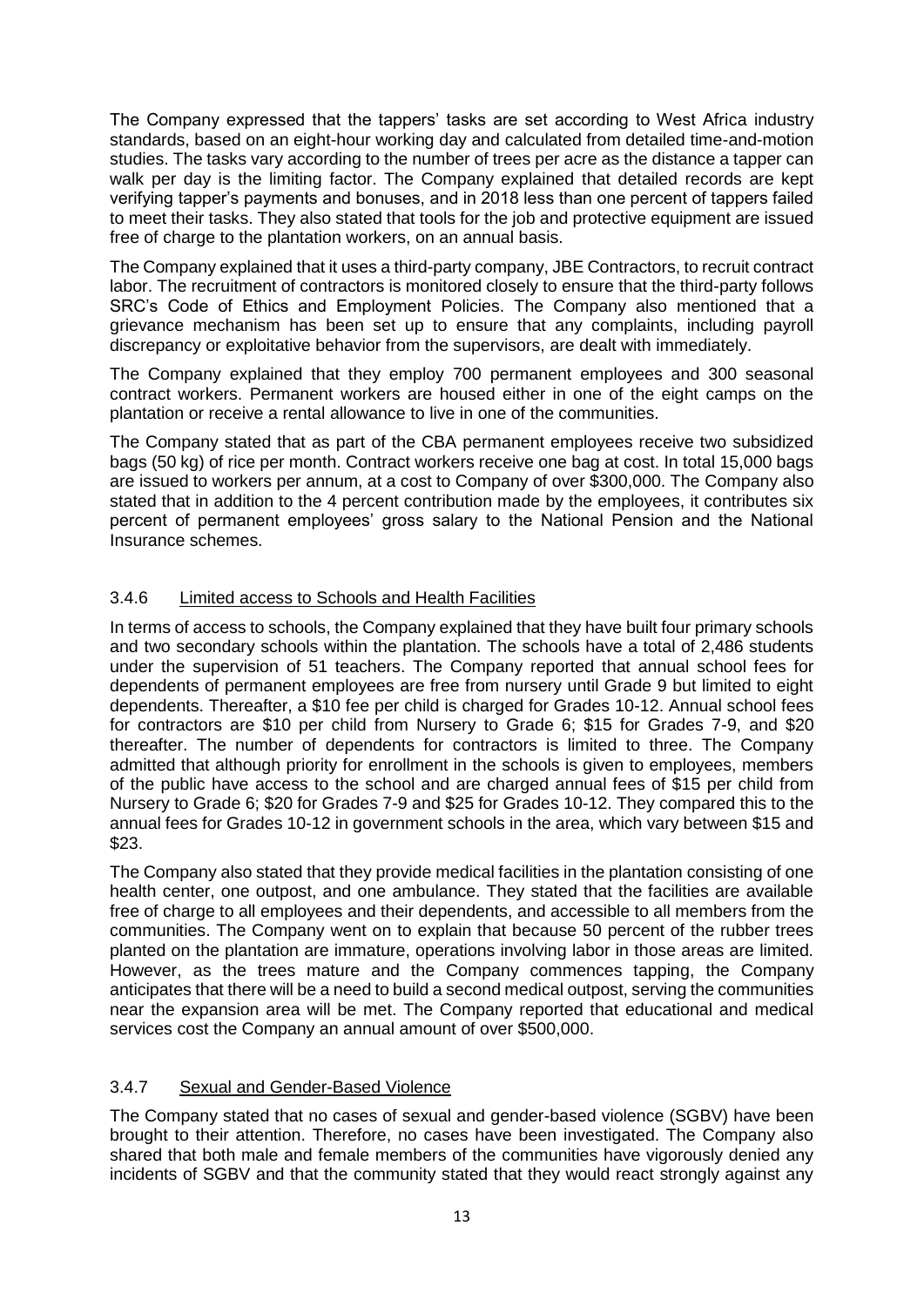The Company expressed that the tappers' tasks are set according to West Africa industry standards, based on an eight-hour working day and calculated from detailed time-and-motion studies. The tasks vary according to the number of trees per acre as the distance a tapper can walk per day is the limiting factor. The Company explained that detailed records are kept verifying tapper's payments and bonuses, and in 2018 less than one percent of tappers failed to meet their tasks. They also stated that tools for the job and protective equipment are issued free of charge to the plantation workers, on an annual basis.

The Company explained that it uses a third-party company, JBE Contractors, to recruit contract labor. The recruitment of contractors is monitored closely to ensure that the third-party follows SRC's Code of Ethics and Employment Policies. The Company also mentioned that a grievance mechanism has been set up to ensure that any complaints, including payroll discrepancy or exploitative behavior from the supervisors, are dealt with immediately.

The Company explained that they employ 700 permanent employees and 300 seasonal contract workers. Permanent workers are housed either in one of the eight camps on the plantation or receive a rental allowance to live in one of the communities.

The Company stated that as part of the CBA permanent employees receive two subsidized bags (50 kg) of rice per month. Contract workers receive one bag at cost. In total 15,000 bags are issued to workers per annum, at a cost to Company of over $300,000. The Company also stated that in addition to the 4 percent contribution made by the employees, it contributes six percent of permanent employees' gross salary to the National Pension and the National Insurance schemes.

### 3.4.6 Limited access to Schools and Health Facilities

In terms of access to schools, the Company explained that they have built four primary schools and two secondary schools within the plantation. The schools have a total of 2,486 students under the supervision of 51 teachers. The Company reported that annual school fees for dependents of permanent employees are free from nursery until Grade 9 but limited to eight dependents. Thereafter, a $10 fee per child is charged for Grades 10-12. Annual school fees for contractors are $10 per child from Nursery to Grade 6; $15 for Grades 7-9, and $20 thereafter. The number of dependents for contractors is limited to three. The Company admitted that although priority for enrollment in the schools is given to employees, members of the public have access to the school and are charged annual fees of $15 per child from Nursery to Grade 6; $20 for Grades 7-9 and $25 for Grades 10-12. They compared this to the annual fees for Grades 10-12 in government schools in the area, which vary between $15 and $23.

The Company also stated that they provide medical facilities in the plantation consisting of one health center, one outpost, and one ambulance. They stated that the facilities are available free of charge to all employees and their dependents, and accessible to all members from the communities. The Company went on to explain that because 50 percent of the rubber trees planted on the plantation are immature, operations involving labor in those areas are limited. However, as the trees mature and the Company commences tapping, the Company anticipates that there will be a need to build a second medical outpost, serving the communities near the expansion area will be met. The Company reported that educational and medical services cost the Company an annual amount of over $500,000.

### 3.4.7 Sexual and Gender-Based Violence

The Company stated that no cases of sexual and gender-based violence (SGBV) have been brought to their attention. Therefore, no cases have been investigated. The Company also shared that both male and female members of the communities have vigorously denied any incidents of SGBV and that the community stated that they would react strongly against any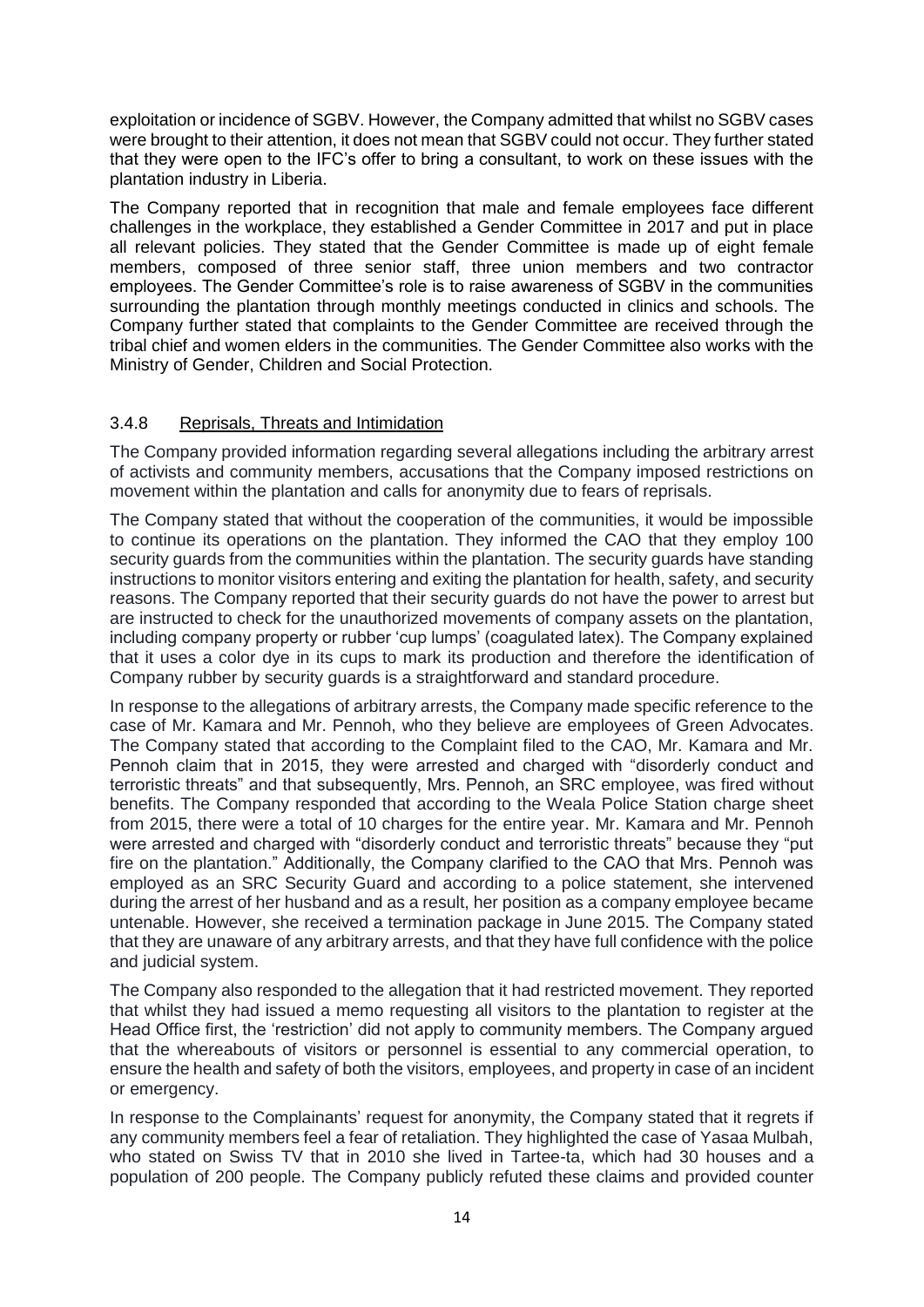exploitation or incidence of SGBV. However, the Company admitted that whilst no SGBV cases were brought to their attention, it does not mean that SGBV could not occur. They further stated that they were open to the IFC's offer to bring a consultant, to work on these issues with the plantation industry in Liberia.

The Company reported that in recognition that male and female employees face different challenges in the workplace, they established a Gender Committee in 2017 and put in place all relevant policies. They stated that the Gender Committee is made up of eight female members, composed of three senior staff, three union members and two contractor employees. The Gender Committee's role is to raise awareness of SGBV in the communities surrounding the plantation through monthly meetings conducted in clinics and schools. The Company further stated that complaints to the Gender Committee are received through the tribal chief and women elders in the communities. The Gender Committee also works with the Ministry of Gender, Children and Social Protection.

#### 3.4.8 Reprisals, Threats and Intimidation

The Company provided information regarding several allegations including the arbitrary arrest of activists and community members, accusations that the Company imposed restrictions on movement within the plantation and calls for anonymity due to fears of reprisals.

The Company stated that without the cooperation of the communities, it would be impossible to continue its operations on the plantation. They informed the CAO that they employ 100 security guards from the communities within the plantation. The security guards have standing instructions to monitor visitors entering and exiting the plantation for health, safety, and security reasons. The Company reported that their security guards do not have the power to arrest but are instructed to check for the unauthorized movements of company assets on the plantation, including company property or rubber 'cup lumps' (coagulated latex). The Company explained that it uses a color dye in its cups to mark its production and therefore the identification of Company rubber by security guards is a straightforward and standard procedure.

In response to the allegations of arbitrary arrests, the Company made specific reference to the case of Mr. Kamara and Mr. Pennoh, who they believe are employees of Green Advocates. The Company stated that according to the Complaint filed to the CAO, Mr. Kamara and Mr. Pennoh claim that in 2015, they were arrested and charged with "disorderly conduct and terroristic threats" and that subsequently, Mrs. Pennoh, an SRC employee, was fired without benefits. The Company responded that according to the Weala Police Station charge sheet from 2015, there were a total of 10 charges for the entire year. Mr. Kamara and Mr. Pennoh were arrested and charged with "disorderly conduct and terroristic threats" because they "put fire on the plantation." Additionally, the Company clarified to the CAO that Mrs. Pennoh was employed as an SRC Security Guard and according to a police statement, she intervened during the arrest of her husband and as a result, her position as a company employee became untenable. However, she received a termination package in June 2015. The Company stated that they are unaware of any arbitrary arrests, and that they have full confidence with the police and judicial system.

The Company also responded to the allegation that it had restricted movement. They reported that whilst they had issued a memo requesting all visitors to the plantation to register at the Head Office first, the 'restriction' did not apply to community members. The Company argued that the whereabouts of visitors or personnel is essential to any commercial operation, to ensure the health and safety of both the visitors, employees, and property in case of an incident or emergency.

In response to the Complainants' request for anonymity, the Company stated that it regrets if any community members feel a fear of retaliation. They highlighted the case of Yasaa Mulbah, who stated on Swiss TV that in 2010 she lived in Tartee-ta, which had 30 houses and a population of 200 people. The Company publicly refuted these claims and provided counter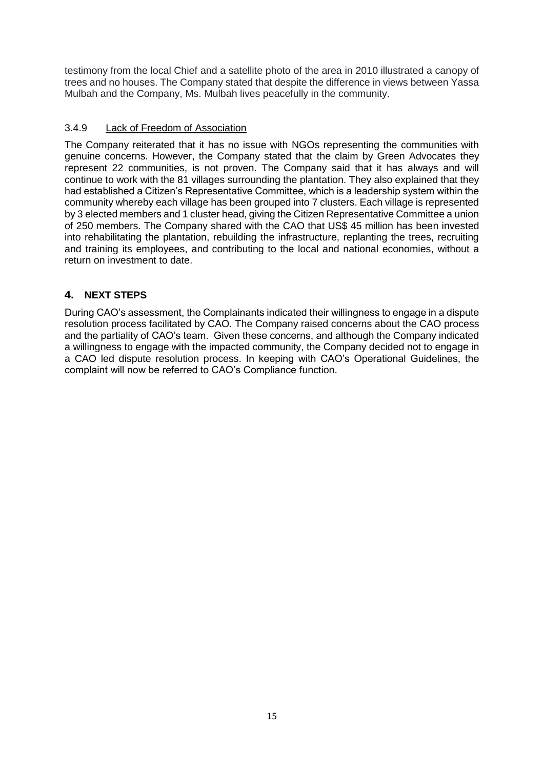testimony from the local Chief and a satellite photo of the area in 2010 illustrated a canopy of trees and no houses. The Company stated that despite the difference in views between Yassa Mulbah and the Company, Ms. Mulbah lives peacefully in the community.

### 3.4.9 Lack of Freedom of Association

The Company reiterated that it has no issue with NGOs representing the communities with genuine concerns. However, the Company stated that the claim by Green Advocates they represent 22 communities, is not proven. The Company said that it has always and will continue to work with the 81 villages surrounding the plantation. They also explained that they had established a Citizen's Representative Committee, which is a leadership system within the community whereby each village has been grouped into 7 clusters. Each village is represented by 3 elected members and 1 cluster head, giving the Citizen Representative Committee a union of 250 members. The Company shared with the CAO that US$ 45 million has been invested into rehabilitating the plantation, rebuilding the infrastructure, replanting the trees, recruiting and training its employees, and contributing to the local and national economies, without a return on investment to date.

## 4. NEXT STEPS

During CAO's assessment, the Complainants indicated their willingness to engage in a dispute resolution process facilitated by CAO. The Company raised concerns about the CAO process and the partiality of CAO's team. Given these concerns, and although the Company indicated a willingness to engage with the impacted community, the Company decided not to engage in a CAO led dispute resolution process. In keeping with CAO's Operational Guidelines, the complaint will now be referred to CAO's Compliance function.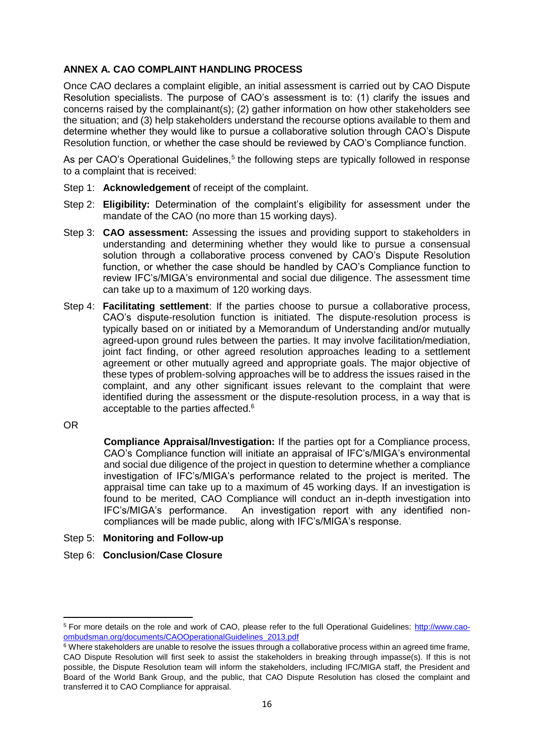## ANNEX A. CAO COMPLAINT HANDLING PROCESS

Once CAO declares a complaint eligible, an initial assessment is carried out by CAO Dispute Resolution specialists. The purpose of CAO's assessment is to: (1) clarify the issues and concerns raised by the complainant(s); (2) gather information on how other stakeholders see the situation; and (3) help stakeholders understand the recourse options available to them and determine whether they would like to pursue a collaborative solution through CAO's Dispute Resolution function, or whether the case should be reviewed by CAO's Compliance function.

As per CAO's Operational Guidelines,[5] the following steps are typically followed in response to a complaint that is received:

Step 1: **Acknowledgement** of receipt of the complaint.

Step 2: **Eligibility:** Determination of the complaint's eligibility for assessment under the mandate of the CAO (no more than 15 working days).

Step 3: **CAO assessment:** Assessing the issues and providing support to stakeholders in understanding and determining whether they would like to pursue a consensual solution through a collaborative process convened by CAO's Dispute Resolution function, or whether the case should be handled by CAO's Compliance function to review IFC's/MIGA's environmental and social due diligence. The assessment time can take up to a maximum of 120 working days.

Step 4: **Facilitating settlement**: If the parties choose to pursue a collaborative process, CAO's dispute-resolution function is initiated. The dispute-resolution process is typically based on or initiated by a Memorandum of Understanding and/or mutually agreed-upon ground rules between the parties. It may involve facilitation/mediation, joint fact finding, or other agreed resolution approaches leading to a settlement agreement or other mutually agreed and appropriate goals. The major objective of these types of problem-solving approaches will be to address the issues raised in the complaint, and any other significant issues relevant to the complaint that were identified during the assessment or the dispute-resolution process, in a way that is acceptable to the parties affected.[6]

OR

**Compliance Appraisal/Investigation:** If the parties opt for a Compliance process, CAO's Compliance function will initiate an appraisal of IFC's/MIGA's environmental and social due diligence of the project in question to determine whether a compliance investigation of IFC's/MIGA's performance related to the project is merited. The appraisal time can take up to a maximum of 45 working days. If an investigation is found to be merited, CAO Compliance will conduct an in-depth investigation into IFC's/MIGA's performance. An investigation report with any identified non-compliances will be made public, along with IFC's/MIGA's response.

Step 5: **Monitoring and Follow-up**

Step 6: **Conclusion/Case Closure**

---

[5] For more details on the role and work of CAO, please refer to the full Operational Guidelines: http://www.cao-ombudsman.org/documents/CAOOperationalGuidelines_2013.pdf

[6] Where stakeholders are unable to resolve the issues through a collaborative process within an agreed time frame, CAO Dispute Resolution will first seek to assist the stakeholders in breaking through impasse(s). If this is not possible, the Dispute Resolution team will inform the stakeholders, including IFC/MIGA staff, the President and Board of the World Bank Group, and the public, that CAO Dispute Resolution has closed the complaint and transferred it to CAO Compliance for appraisal.